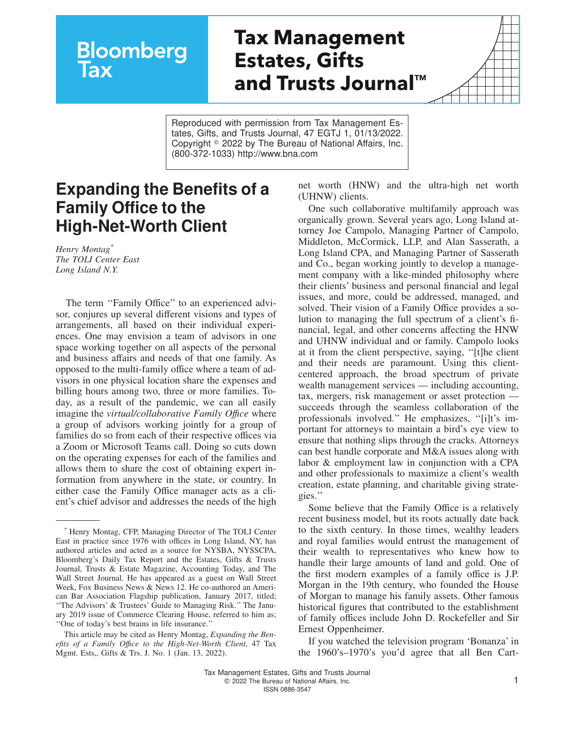Reproduced with permission from Tax Management Estates, Gifts, and Trusts Journal, 47 EGTJ 1, 01/13/2022. Copyright © 2022 by The Bureau of National Affairs, Inc. (800-372-1033) http://www.bna.com

# Expanding the Benefits of a Family Office to the High-Net-Worth Client

*Henry Montag*[*]
*The TOLI Center East*
*Long Island N.Y.*

The term ''Family Office'' to an experienced advisor, conjures up several different visions and types of arrangements, all based on their individual experiences. One may envision a team of advisors in one space working together on all aspects of the personal and business affairs and needs of that one family. As opposed to the multi-family office where a team of advisors in one physical location share the expenses and billing hours among two, three or more families. Today, as a result of the pandemic, we can all easily imagine the *virtual/collaborative Family Office* where a group of advisors working jointly for a group of families do so from each of their respective offices via a Zoom or Microsoft Teams call. Doing so cuts down on the operating expenses for each of the families and allows them to share the cost of obtaining expert information from anywhere in the state, or country. In either case the Family Office manager acts as a client's chief advisor and addresses the needs of the high net worth (HNW) and the ultra-high net worth (UHNW) clients.

One such collaborative multifamily approach was organically grown. Several years ago, Long Island attorney Joe Campolo, Managing Partner of Campolo, Middleton, McCormick, LLP, and Alan Sasserath, a Long Island CPA, and Managing Partner of Sasserath and Co., began working jointly to develop a management company with a like-minded philosophy where their clients' business and personal financial and legal issues, and more, could be addressed, managed, and solved. Their vision of a Family Office provides a solution to managing the full spectrum of a client's financial, legal, and other concerns affecting the HNW and UHNW individual and or family. Campolo looks at it from the client perspective, saying, ''[t]he client and their needs are paramount. Using this client-centered approach, the broad spectrum of private wealth management services — including accounting, tax, mergers, risk management or asset protection — succeeds through the seamless collaboration of the professionals involved.'' He emphasizes, ''[i]t's important for attorneys to maintain a bird's eye view to ensure that nothing slips through the cracks. Attorneys can best handle corporate and M&A issues along with labor & employment law in conjunction with a CPA and other professionals to maximize a client's wealth creation, estate planning, and charitable giving strategies.''

Some believe that the Family Office is a relatively recent business model, but its roots actually date back to the sixth century. In those times, wealthy leaders and royal families would entrust the management of their wealth to representatives who knew how to handle their large amounts of land and gold. One of the first modern examples of a family office is J.P. Morgan in the 19th century, who founded the House of Morgan to manage his family assets. Other famous historical figures that contributed to the establishment of family offices include John D. Rockefeller and Sir Ernest Oppenheimer.

If you watched the television program 'Bonanza' in the 1960's–1970's you'd agree that all Ben Cart-

---

[*] Henry Montag, CFP, Managing Director of The TOLI Center East in practice since 1976 with offices in Long Island, NY, has authored articles and acted as a source for NYSBA, NYSSCPA, Bloomberg's Daily Tax Report and the Estates, Gifts & Trusts Journal, Trusts & Estate Magazine, Accounting Today, and The Wall Street Journal. He has appeared as a guest on Wall Street Week, Fox Business News & News 12. He co-authored an American Bar Association Flagship publication, January 2017, titled; ''The Advisors' & Trustees' Guide to Managing Risk.'' The January 2019 issue of Commerce Clearing House, referred to him as; ''One of today's best brains in life insurance.''

This article may be cited as Henry Montag, *Expanding the Benefits of a Family Office to the High-Net-Worth Client*, 47 Tax Mgmt. Ests,, Gifts & Trs. J. No. 1 (Jan. 13, 2022).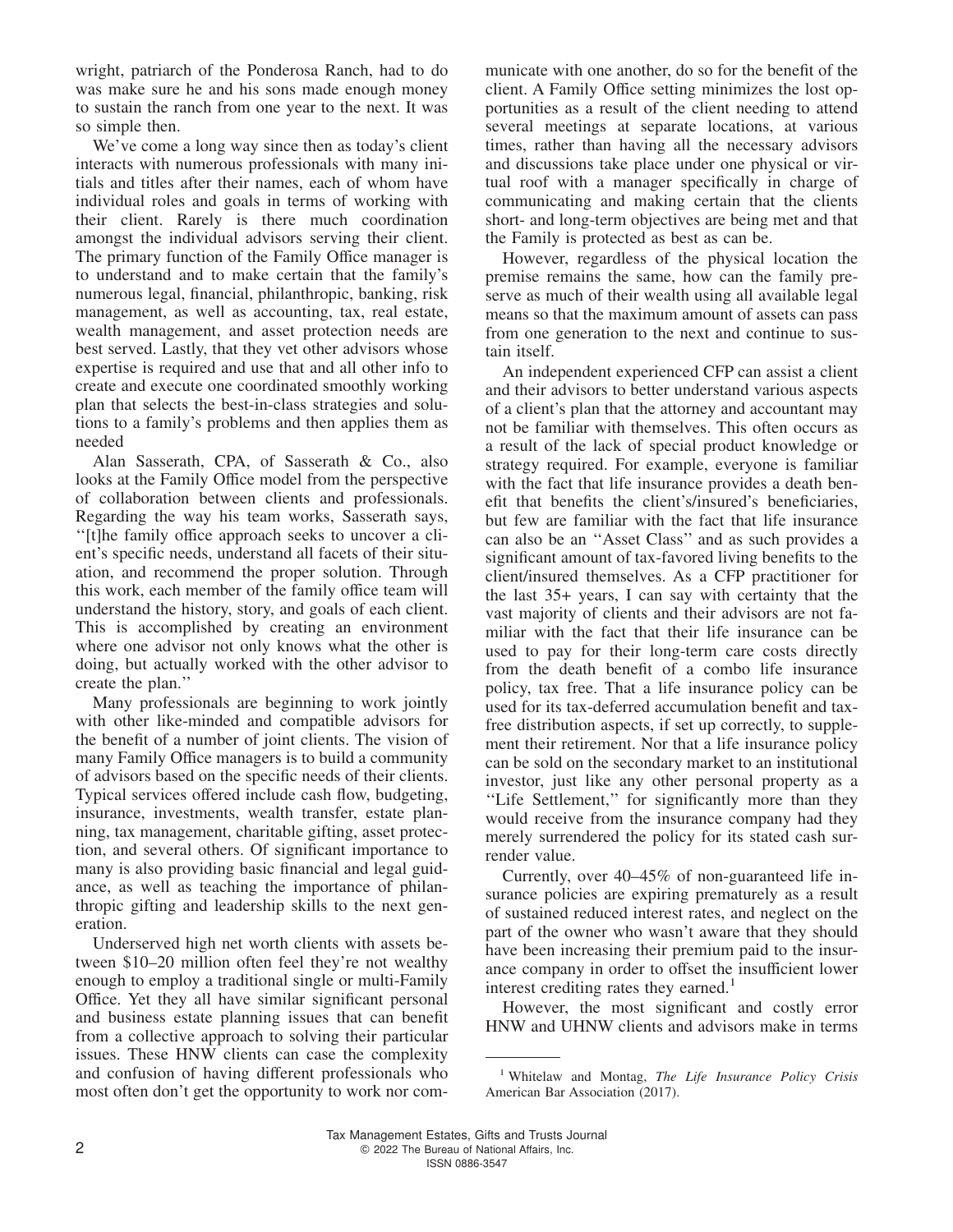wright, patriarch of the Ponderosa Ranch, had to do was make sure he and his sons made enough money to sustain the ranch from one year to the next. It was so simple then.

We've come a long way since then as today's client interacts with numerous professionals with many initials and titles after their names, each of whom have individual roles and goals in terms of working with their client. Rarely is there much coordination amongst the individual advisors serving their client. The primary function of the Family Office manager is to understand and to make certain that the family's numerous legal, financial, philanthropic, banking, risk management, as well as accounting, tax, real estate, wealth management, and asset protection needs are best served. Lastly, that they vet other advisors whose expertise is required and use that and all other info to create and execute one coordinated smoothly working plan that selects the best-in-class strategies and solutions to a family's problems and then applies them as needed

Alan Sasserath, CPA, of Sasserath & Co., also looks at the Family Office model from the perspective of collaboration between clients and professionals. Regarding the way his team works, Sasserath says, ''[t]he family office approach seeks to uncover a client's specific needs, understand all facets of their situation, and recommend the proper solution. Through this work, each member of the family office team will understand the history, story, and goals of each client. This is accomplished by creating an environment where one advisor not only knows what the other is doing, but actually worked with the other advisor to create the plan.''

Many professionals are beginning to work jointly with other like-minded and compatible advisors for the benefit of a number of joint clients. The vision of many Family Office managers is to build a community of advisors based on the specific needs of their clients. Typical services offered include cash flow, budgeting, insurance, investments, wealth transfer, estate planning, tax management, charitable gifting, asset protection, and several others. Of significant importance to many is also providing basic financial and legal guidance, as well as teaching the importance of philanthropic gifting and leadership skills to the next generation.

Underserved high net worth clients with assets between $10–20 million often feel they're not wealthy enough to employ a traditional single or multi-Family Office. Yet they all have similar significant personal and business estate planning issues that can benefit from a collective approach to solving their particular issues. These HNW clients can case the complexity and confusion of having different professionals who most often don't get the opportunity to work nor communicate with one another, do so for the benefit of the client. A Family Office setting minimizes the lost opportunities as a result of the client needing to attend several meetings at separate locations, at various times, rather than having all the necessary advisors and discussions take place under one physical or virtual roof with a manager specifically in charge of communicating and making certain that the clients short- and long-term objectives are being met and that the Family is protected as best as can be.

However, regardless of the physical location the premise remains the same, how can the family preserve as much of their wealth using all available legal means so that the maximum amount of assets can pass from one generation to the next and continue to sustain itself.

An independent experienced CFP can assist a client and their advisors to better understand various aspects of a client's plan that the attorney and accountant may not be familiar with themselves. This often occurs as a result of the lack of special product knowledge or strategy required. For example, everyone is familiar with the fact that life insurance provides a death benefit that benefits the client's/insured's beneficiaries, but few are familiar with the fact that life insurance can also be an ''Asset Class'' and as such provides a significant amount of tax-favored living benefits to the client/insured themselves. As a CFP practitioner for the last 35+ years, I can say with certainty that the vast majority of clients and their advisors are not familiar with the fact that their life insurance can be used to pay for their long-term care costs directly from the death benefit of a combo life insurance policy, tax free. That a life insurance policy can be used for its tax-deferred accumulation benefit and tax-free distribution aspects, if set up correctly, to supplement their retirement. Nor that a life insurance policy can be sold on the secondary market to an institutional investor, just like any other personal property as a ''Life Settlement,'' for significantly more than they would receive from the insurance company had they merely surrendered the policy for its stated cash surrender value.

Currently, over 40–45% of non-guaranteed life insurance policies are expiring prematurely as a result of sustained reduced interest rates, and neglect on the part of the owner who wasn't aware that they should have been increasing their premium paid to the insurance company in order to offset the insufficient lower interest crediting rates they earned.[1]

However, the most significant and costly error HNW and UHNW clients and advisors make in terms

---

[1] Whitelaw and Montag, *The Life Insurance Policy Crisis* American Bar Association (2017).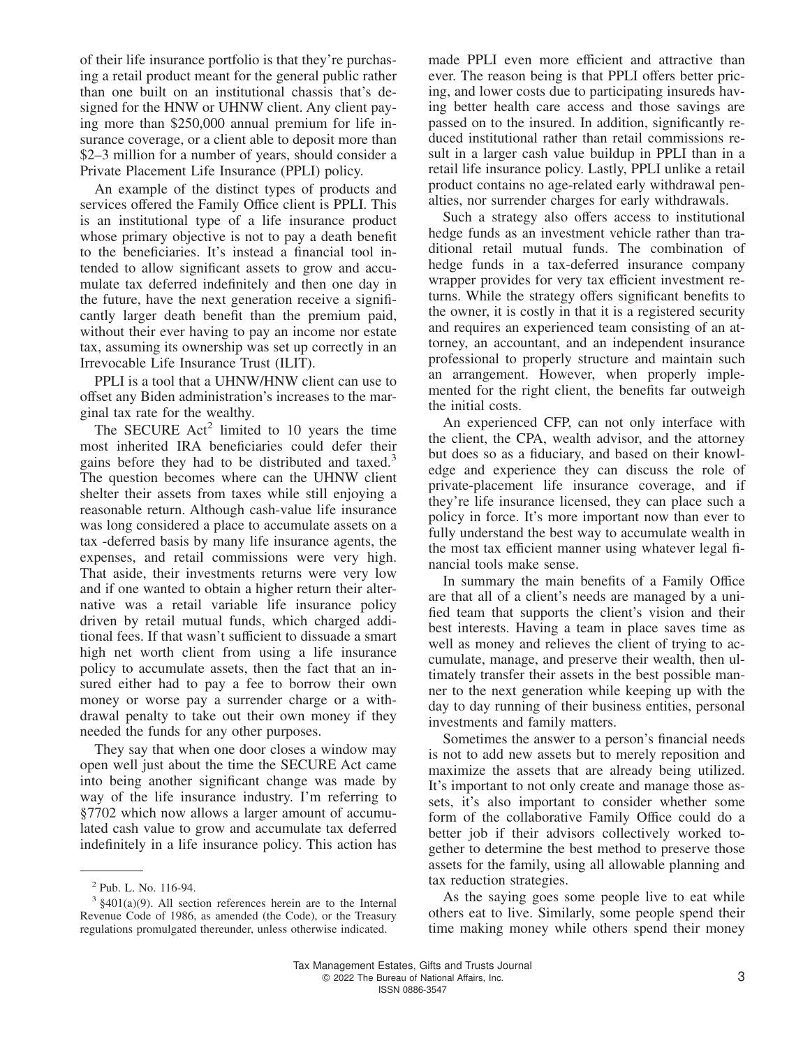of their life insurance portfolio is that they're purchasing a retail product meant for the general public rather than one built on an institutional chassis that's designed for the HNW or UHNW client. Any client paying more than $250,000 annual premium for life insurance coverage, or a client able to deposit more than $2–3 million for a number of years, should consider a Private Placement Life Insurance (PPLI) policy.

An example of the distinct types of products and services offered the Family Office client is PPLI. This is an institutional type of a life insurance product whose primary objective is not to pay a death benefit to the beneficiaries. It's instead a financial tool intended to allow significant assets to grow and accumulate tax deferred indefinitely and then one day in the future, have the next generation receive a significantly larger death benefit than the premium paid, without their ever having to pay an income nor estate tax, assuming its ownership was set up correctly in an Irrevocable Life Insurance Trust (ILIT).

PPLI is a tool that a UHNW/HNW client can use to offset any Biden administration's increases to the marginal tax rate for the wealthy.

The SECURE Act[2] limited to 10 years the time most inherited IRA beneficiaries could defer their gains before they had to be distributed and taxed.[3] The question becomes where can the UHNW client shelter their assets from taxes while still enjoying a reasonable return. Although cash-value life insurance was long considered a place to accumulate assets on a tax -deferred basis by many life insurance agents, the expenses, and retail commissions were very high. That aside, their investments returns were very low and if one wanted to obtain a higher return their alternative was a retail variable life insurance policy driven by retail mutual funds, which charged additional fees. If that wasn't sufficient to dissuade a smart high net worth client from using a life insurance policy to accumulate assets, then the fact that an insured either had to pay a fee to borrow their own money or worse pay a surrender charge or a withdrawal penalty to take out their own money if they needed the funds for any other purposes.

They say that when one door closes a window may open well just about the time the SECURE Act came into being another significant change was made by way of the life insurance industry. I'm referring to §7702 which now allows a larger amount of accumulated cash value to grow and accumulate tax deferred indefinitely in a life insurance policy. This action has made PPLI even more efficient and attractive than ever. The reason being is that PPLI offers better pricing, and lower costs due to participating insureds having better health care access and those savings are passed on to the insured. In addition, significantly reduced institutional rather than retail commissions result in a larger cash value buildup in PPLI than in a retail life insurance policy. Lastly, PPLI unlike a retail product contains no age-related early withdrawal penalties, nor surrender charges for early withdrawals.

Such a strategy also offers access to institutional hedge funds as an investment vehicle rather than traditional retail mutual funds. The combination of hedge funds in a tax-deferred insurance company wrapper provides for very tax efficient investment returns. While the strategy offers significant benefits to the owner, it is costly in that it is a registered security and requires an experienced team consisting of an attorney, an accountant, and an independent insurance professional to properly structure and maintain such an arrangement. However, when properly implemented for the right client, the benefits far outweigh the initial costs.

An experienced CFP, can not only interface with the client, the CPA, wealth advisor, and the attorney but does so as a fiduciary, and based on their knowledge and experience they can discuss the role of private-placement life insurance coverage, and if they're life insurance licensed, they can place such a policy in force. It's more important now than ever to fully understand the best way to accumulate wealth in the most tax efficient manner using whatever legal financial tools make sense.

In summary the main benefits of a Family Office are that all of a client's needs are managed by a unified team that supports the client's vision and their best interests. Having a team in place saves time as well as money and relieves the client of trying to accumulate, manage, and preserve their wealth, then ultimately transfer their assets in the best possible manner to the next generation while keeping up with the day to day running of their business entities, personal investments and family matters.

Sometimes the answer to a person's financial needs is not to add new assets but to merely reposition and maximize the assets that are already being utilized. It's important to not only create and manage those assets, it's also important to consider whether some form of the collaborative Family Office could do a better job if their advisors collectively worked together to determine the best method to preserve those assets for the family, using all allowable planning and tax reduction strategies.

As the saying goes some people live to eat while others eat to live. Similarly, some people spend their time making money while others spend their money

---

[2] Pub. L. No. 116-94.

[3] §401(a)(9). All section references herein are to the Internal Revenue Code of 1986, as amended (the Code), or the Treasury regulations promulgated thereunder, unless otherwise indicated.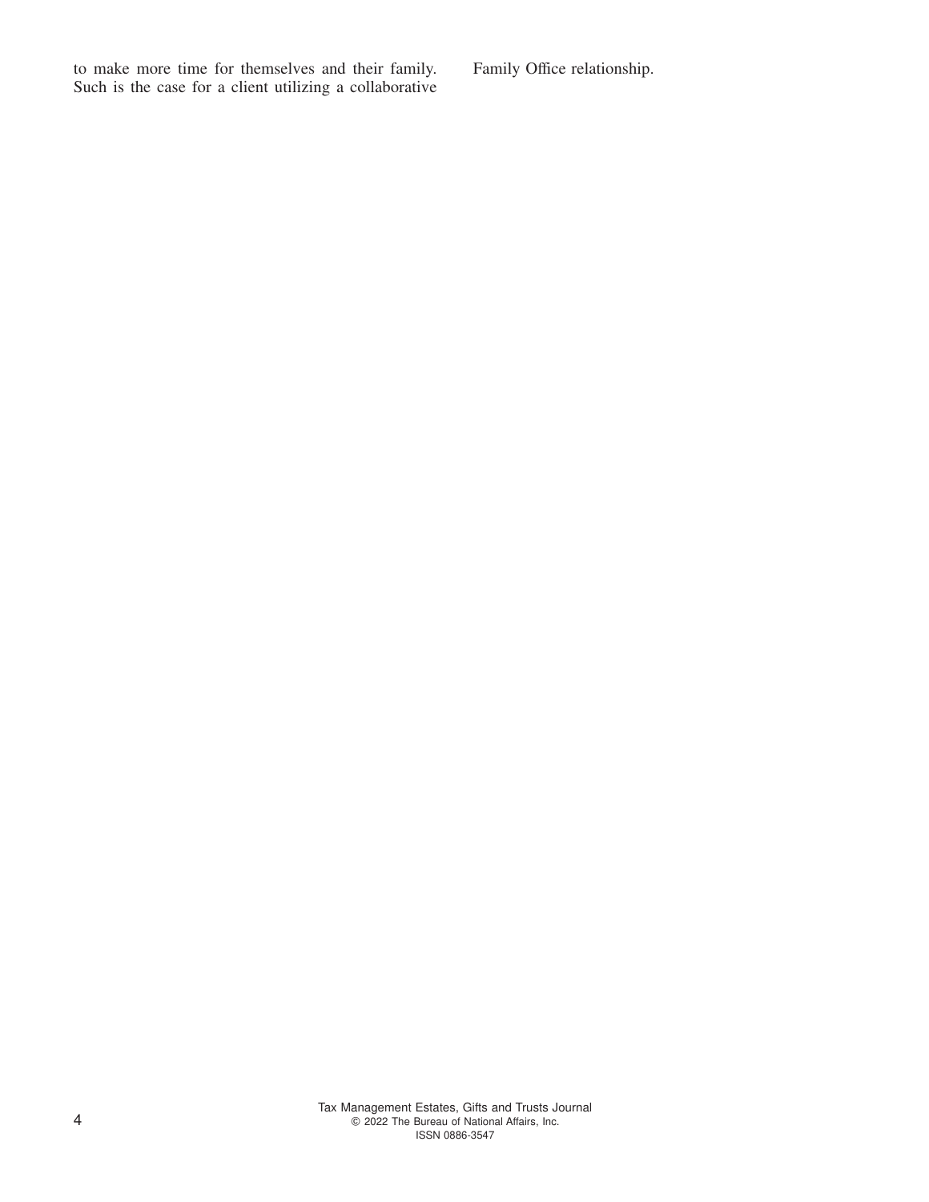to make more time for themselves and their family. Such is the case for a client utilizing a collaborative Family Office relationship.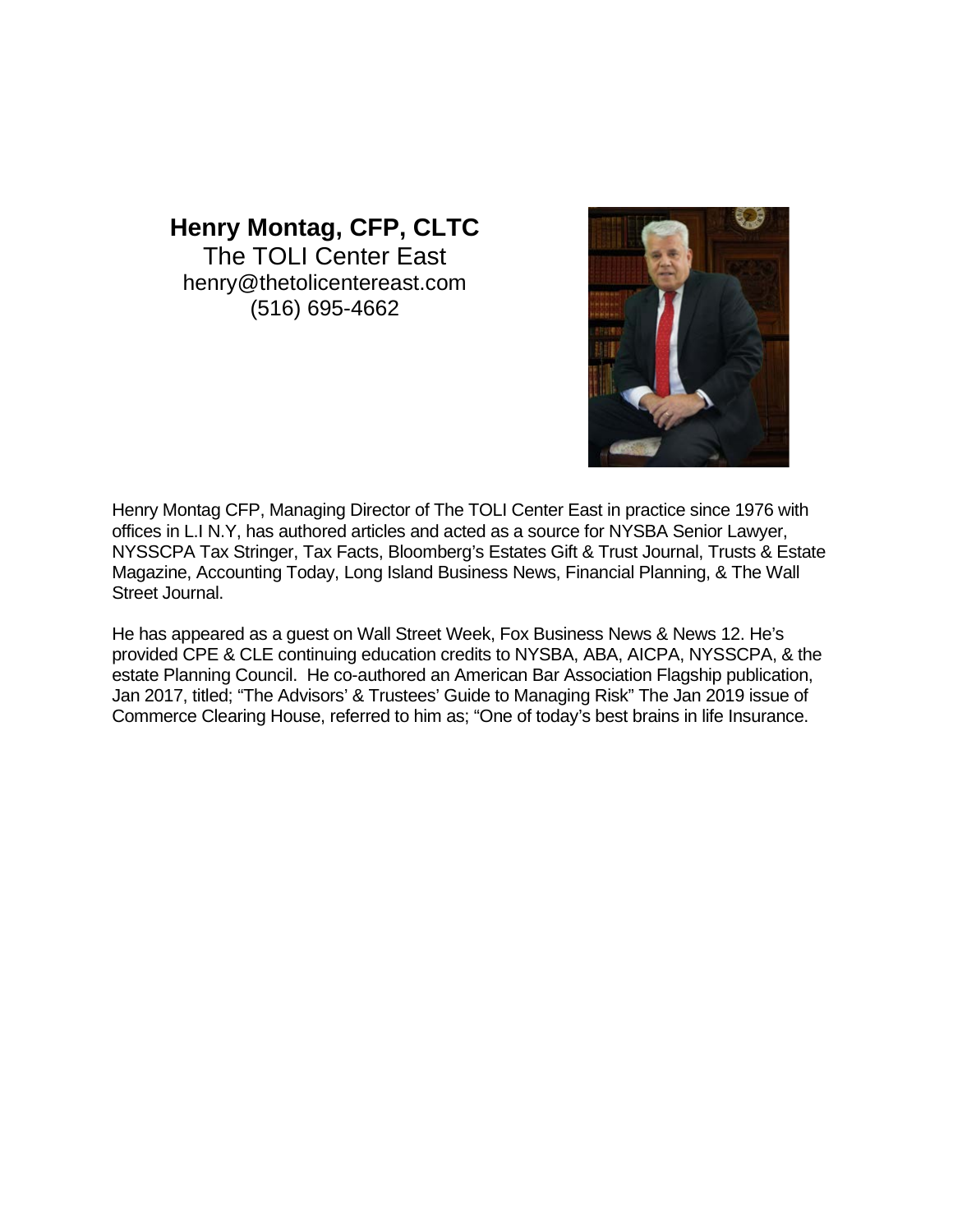**Henry Montag, CFP, CLTC**
The TOLI Center East
henry@thetolicentereast.com
(516) 695-4662

Henry Montag CFP, Managing Director of The TOLI Center East in practice since 1976 with offices in L.I N.Y, has authored articles and acted as a source for NYSBA Senior Lawyer, NYSSCPA Tax Stringer, Tax Facts, Bloomberg's Estates Gift & Trust Journal, Trusts & Estate Magazine, Accounting Today, Long Island Business News, Financial Planning, & The Wall Street Journal.

He has appeared as a guest on Wall Street Week, Fox Business News & News 12. He's provided CPE & CLE continuing education credits to NYSBA, ABA, AICPA, NYSSCPA, & the estate Planning Council. He co-authored an American Bar Association Flagship publication, Jan 2017, titled; "The Advisors' & Trustees' Guide to Managing Risk" The Jan 2019 issue of Commerce Clearing House, referred to him as; "One of today's best brains in life Insurance.